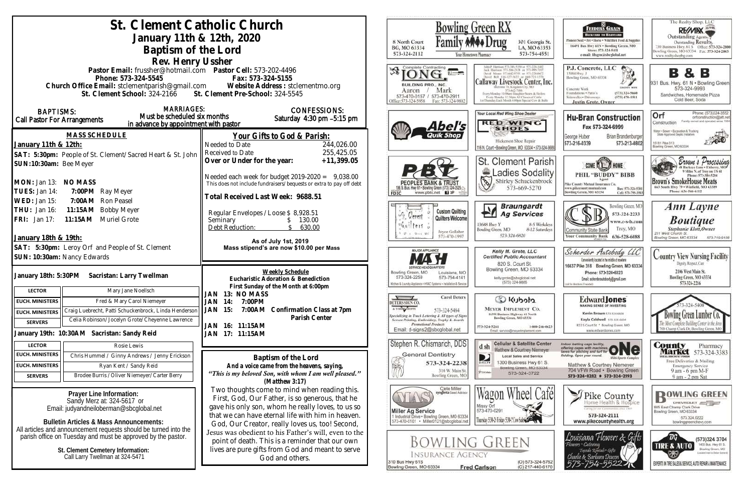# St. Clement Catholic Church

## January 11th & 12th, 2020

## Baptism of the Lord

### Rev. Henry Ussher

**Pastor Email:** frussher@hotmail.com **Pastor Cell:** 573-202-4496
**Phone:** 573-324-5545 **Fax:** 573-324-5155
**Church Office Email:** stclementparish@gmail.com **Website Address:** stclementmo.org
**St. Clement School:** 324-2166 **St. Clement Pre-School:** 324-5545

**BAPTISMS:** Call Pastor For Arrangements

**MARRIAGES:** Must be scheduled six months in advance by appointment with pastor

**CONFESSIONS:** Saturday 4:30 pm –5:15 pm

### MASS SCHEDULE

**January 11th & 12th:**
**SAT: 5:30pm:** People of St. Clement/Sacred Heart & St. John
**SUN:10:30am:** Bee Meyer

**MON:** Jan 13: **NO MASS**
**TUES:** Jan 14: **7:00PM** Ray Meyer
**WED:** Jan 15: **7:00AM** Ron Peasel
**THU:** Jan 16: **11:15AM** Bobby Meyer
**FRI:** Jan 17: **11:15AM** Muriel Grote

**January 18th & 19th:**
**SAT: 5:30pm:** Leroy Orf and People of St. Clement
**SUN: 10:30am:** Nancy Edwards

**January 18th: 5:30PM Sacristan: Larry Twellman**

| LECTOR | Mary Jane Noellsch |
|---|---|
| EUCH. MINISTERS | Fred & Mary Carol Niemeyer |
| EUCH. MINISTERS | Craig Luebrecht, Patti Schuckenbrock, Linda Henderson |
| SERVERS | Celia Robinson/Jocelyn Grote/Cheyenne Lawrence |

**January 19th: 10:30AM Sacristan: Sandy Reid**

| LECTOR | Rosie Lewis |
|---|---|
| EUCH. MINISTERS | Chris Hummel / Ginny Andrews / Jenny Erickson |
| EUCH. MINISTERS | Ryan Kent / Sandy Reid |
| SERVERS | Brodee Burris / Oliver Niemeyer/ Carter Berry |

**Prayer Line Information:**
Sandy Merz at: 324-5617 or
Email: judyandneiloberman@sbcglobal.net

**Bulletin Articles & Mass Announcements:**
All articles and announcement requests should be turned into the parish office on Tuesday and must be approved by the pastor.

**St. Clement Cemetery Information:**
Call Larry Twellman at 324-5471

### Your Gifts to God & Parish:

| | |
|---|---|
| Needed to Date | 244,026.00 |
| Received to Date | 255,425.05 |
| **Over or Under for the year:** | **+11,399.05** |

Needed each week for budget 2019-2020 = 9,038.00
This does not include fundraisers/bequests or extra to pay off debt

**Total Received Last Week: 9688.51**

| | |
|---|---|
| Regular Envelopes / Loose | $ 8,928.51 |
| Seminary | $ 130.00 |
| Debt Reduction: | $ 630.00 |

**As of July 1st, 2019**
**Mass stipend's are now $10.00 per Mass**

### Weekly Schedule

**Eucharistic Adoration & Benediction**
**First Sunday of the Month at 6:00pm**

**JAN 13: NO MASS**
**JAN 14: 7:00PM**
**JAN 15: 7:00AM Confirmation Class at 7pm Parish Center**
**JAN 16: 11:15AM**
**JAN 17: 11:15AM**

### Baptism of the Lord

***And a voice came from the heavens, saying, "This is my beloved Son, with whom I am well pleased." (Matthew 3:17)***

Two thoughts come to mind when reading this. First, God, Our Father, is so generous, that he gave his only son, whom he really loves, to us so that we can have eternal life with him in heaven. God, Our Creator, really loves us, too! Second, Jesus was obedient to his Father's will, even to the point of death. This is a reminder that our own lives are pure gifts from God and meant to serve God and others.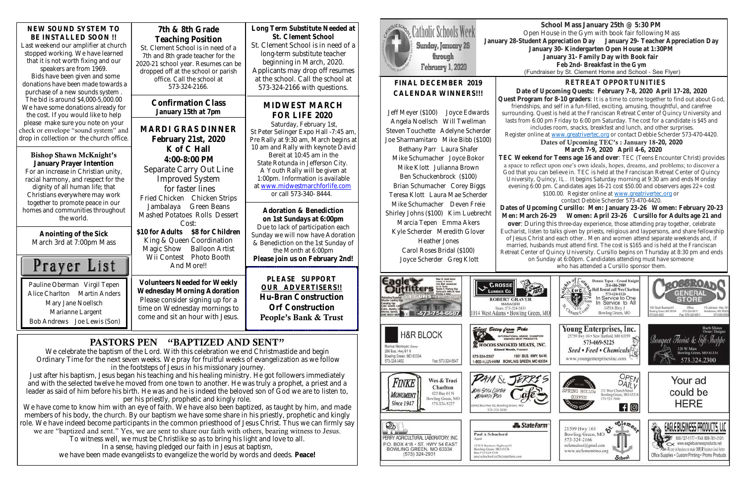## NEW SOUND SYSTEM TO BE INSTALLED SOON !!

Last weekend our amplifier at church stopped working. We have learned that it is not worth fixing and our speakers are from 1969.

Bids have been given and some donations have been made towards a purchase of a new sounds system . The bid is around $4,000-5,000.00 We have some donations already for the cost. If you would like to help please make sure you note on your check or envelope "sound system" and drop in collection or the church office.

## Bishop Shawn McKnight's January Prayer Intention

For an increase in Christian unity, racial harmony, and respect for the dignity of all human life; that Christians everywhere may work together to promote peace in our homes and communities throughout the world.

## Anointing of the Sick

March 3rd at 7:00pm Mass

## Prayer List

Pauline Oberman Virgil Tepen
Alice Charlton Martin Anders
Mary Jane Noellsch
Marianne Largent
Bob Andrews Joe Lewis (Son)

## 7th & 8th Grade Teaching Position

St. Clement School is in need of a 7th and 8th grade teacher for the 2020-21 school year. Resumes can be dropped off at the school or parish office. Call the school at 573-324-2166.

## Confirmation Class

**January 15th at 7pm**

## MARDI GRAS DINNER

**February 21st, 2020**
**K of C Hall**
**4:00-8:00 PM**

Separate Carry Out Line
Improved System for faster lines

Fried Chicken Chicken Strips
Jambalaya Green Beans
Mashed Potatoes Rolls Dessert

Cost:
**$10 for Adults $8 for Children**

King & Queen Coordination
Magic Show Balloon Artist
Wii Contest Photo Booth
And More!!

## Volunteers Needed for Weekly Wednesday Morning Adoration

Please consider signing up for a time on Wednesday mornings to come and sit an hour with Jesus.

## Long Term Substitute Needed at St. Clement School

St. Clement School is in need of a long-term substitute teacher beginning in March, 2020. Applicants may drop off resumes at the school. Call the school at 573-324-2166 with questions.

## MIDWEST MARCH FOR LIFE 2020

Saturday, February 1st, St Peter Selinger Expo Hall -7:45 am, Pre Rally at 9:30 am, March begins at 10 am and Rally with keynote David Bereit at 10:45 am in the State Rotunda in Jefferson City. A Youth Rally will be given at 1:00pm. Information is available at www.midwestmarchforlife.com or call 573-340- 8444.

## Adoration & Benediction on 1st Sundays at 6:00pm

Due to lack of participation each Sunday we will now have Adoration & Benediction on the 1st Sunday of the Month at 6:00pm
**Please join us on February 2nd!**

## PLEASE SUPPORT OUR ADVERTISERS!!

**Hu-Bran Construction**
**Orf Construction**
**People's Bank & Trust**

## PASTORS PEN "BAPTIZED AND SENT"

We celebrate the baptism of the Lord. With this celebration we end Christmastide and begin Ordinary Time for the next seven weeks. We pray for fruitful weeks of evangelization as we follow in the footsteps of Jesus in his missionary journey.

Just after his baptism, Jesus began his teaching and his healing ministry. He got followers immediately and with the selected twelve he moved from one town to another. He was truly a prophet, a priest and a leader as said of him before his birth. He was and he is indeed the beloved son of God we are to listen to, per his priestly, prophetic and kingly role.

We have come to know him with an eye of faith. We have also been baptized, as taught by him, and made members of his body, the church. By our baptism we have some share in his priestly, prophetic and kingly role. We have indeed become participants in the common priesthood of Jesus Christ. Thus we can firmly say we are "baptized and sent." Yes, we are sent to share our faith with others, bearing witness to Jesus. To witness well, we must be Christlike so as to bring his light and love to all. In a sense, having pledged our faith in Jesus at baptism, we have been made evangelists to evangelize the world by words and deeds. **Peace!**

## Catholic Schools Week

Sunday, January 26 through February 1, 2020

**School Mass January 25th @ 5:30 PM**
Open House in the Gym with book fair following Mass
**January 28-Student Appreciation Day January 29- Teacher Appreciation Day**
**January 30- Kindergarten Open House at 1:30PM**
**January 31- Family Day with Book fair**
**Feb 2nd- Breakfast in the Gym**
(Fundraiser by St. Clement Home and School - See Flyer)

## FINAL DECEMBER 2019 CALENDAR WINNERS!!!

Jeff Meyer ($100) Joyce Edwards
Angela Noellsch Will Twellman
Steven Touchette Adelyne Scherder
Joe Sharmamitaro Mike Bibb ($100)
Bethany Parr Laura Shafer
Mike Schumacher Joyce Bokor
Mike Klott Julianna Brown
Ben Schuckenbrock ($100)
Brian Schumacher Corey Biggs
Teresa Klott Laura Mae Scherder
Mike Schumacher Deven Freie
Shirley Johns ($100) Kim Luebrecht
Marcia Tepen Emma Akers
Kyle Scherder Meredith Glover
Heather Jones
Carol Roses Bridal ($100)
Joyce Scherder Greg Klott

## RETREAT OPPORTUNITIES

**Date of Upcoming Quests: February 7-8, 2020 April 17-28, 2020**

**Quest Program for 8-10 graders**: It is a time to come together to find out about God, friendships, and self in a fun-filled, exciting, amusing, thoughtful, and carefree surrounding. Quest is held at the Franciscan Retreat Center of Quincy University and lasts from 6:00 pm Friday to 6:00 pm Saturday. The cost for a candidate is $45 and includes room, snacks, breakfast and lunch, and other surprises. Register online at www.greatrivertec.org or contact Debbie Scherder 573-470-4420.

**Dates of Upcoming TEC's : January 18-20, 2020**
**March 7-9, 2020 April 4-6, 2020**

**TEC Weekend for Teens age 16 and over**: TEC (Teens Encounter Christ) provides a space to reflect upon one's own ideals, hopes, dreams, and problems; to discover a God that you can believe in. TEC is held at the Franciscan Retreat Center of Quincy University, Quincy, IL. It begins Saturday morning at 9:30 am and ends Monday evening 6:00 pm. Candidates ages 16-21 cost $50.00 and observers ages 22+ cost $100.00. Register online at www.greatrivertec.org or contact Debbie Scherder 573-470-4420.

**Dates of Upcoming Cursillo: Men: January 23-26 Women: February 20-23 Men: March 26-29 Women: April 23-26 Cursillo for Adults age 21 and over**: During this three-day experience, those attending pray together, celebrate Eucharist, listen to talks given by priests, religious and laypersons, and share fellowship of Jesus Christ and each other.. Men and women attend separate weekends and, if married, husbands must attend first. The cost is $165 and is held at the Franciscan Retreat Center of Quincy University. Cursillo begins on Thursday at 8:30 pm and ends on Sunday at 6:00pm. Candidates attending must have someone who has attended a Cursillo sponsor them.

Eagle Outfitters — 573-754-6687

Grosse Lumber Co. — Robert Graver, Manager — Store: 573-324-5431 — 1014 West Adams • Bowling Green, MO

Knights of Columbus — Dennis Tepen - Grand Knight 314-486-2981 — Hall Rental call Wes Charlton 573-424-4124 — In Service to One, In Service to All — 14516 Hwy J, Bowling Green, MO

Crossroads General Store

H&R Block — Monica Niemeyer, Owner — 206 Bus. Hwy 61 N, Bowling Green, MO 63334 — 573-324-3402 — Fax: 573-324-5047

Woods Smoked Meats, Inc. — Edward Woods, President — 573-324-2247 — 1501 Bus. Hwy 54 W. — 1-800-I-LUV-HAM — Bowling Green, MO 63334

Young Enterprises, Inc. — 25759 Hwy 161 • New Hartford, MO 63359 — 573-669-5225 — Seed • Feed • Chemicals — www.youngenterprisesinc.com

Bouquet Florist & Gift Shoppe — Barb Shinn, Owner / Designer — 120 W Main, Bowling Green, MO 63334 — 573.324.2300

Finke Monument, Since 1947 — Wes & Traci Charlton — 825 Bus 61 N, Bowling Green, MO — 573-324-5227

Pam & Jerri's Cafe — Home Style Cooking, Homemade Pies — 16442 Bus Hwy 61, Bowling Green, MO — 573-324-5010

Spring Hollow Coffee — Open Daily — 211 West Church Street, Bowling Green, MO 63334 — 573-721-7086

Your ad could be HERE

Perry Agricultural Laboratory, Inc. — P.O. Box 418 • St. Hwy 54 East, Bowling Green, MO 63334 — (573) 324-2931

State Farm — Paul A Schuchard, Agent — 1218 S Business Highway 61, Bowling Green, MO 63334

St. Clement School — 21509 Hwy 161, Bowling Green, MO — 573-324-2166 — stclemschool@gmail.com — www.stclementmo.org

Eagle Business Products, LLC — 800-727-1177 • Fax 888-781-3101 — www.eaglebusinessproducts.net — Office Supplies • Custom Printing • Promo Products